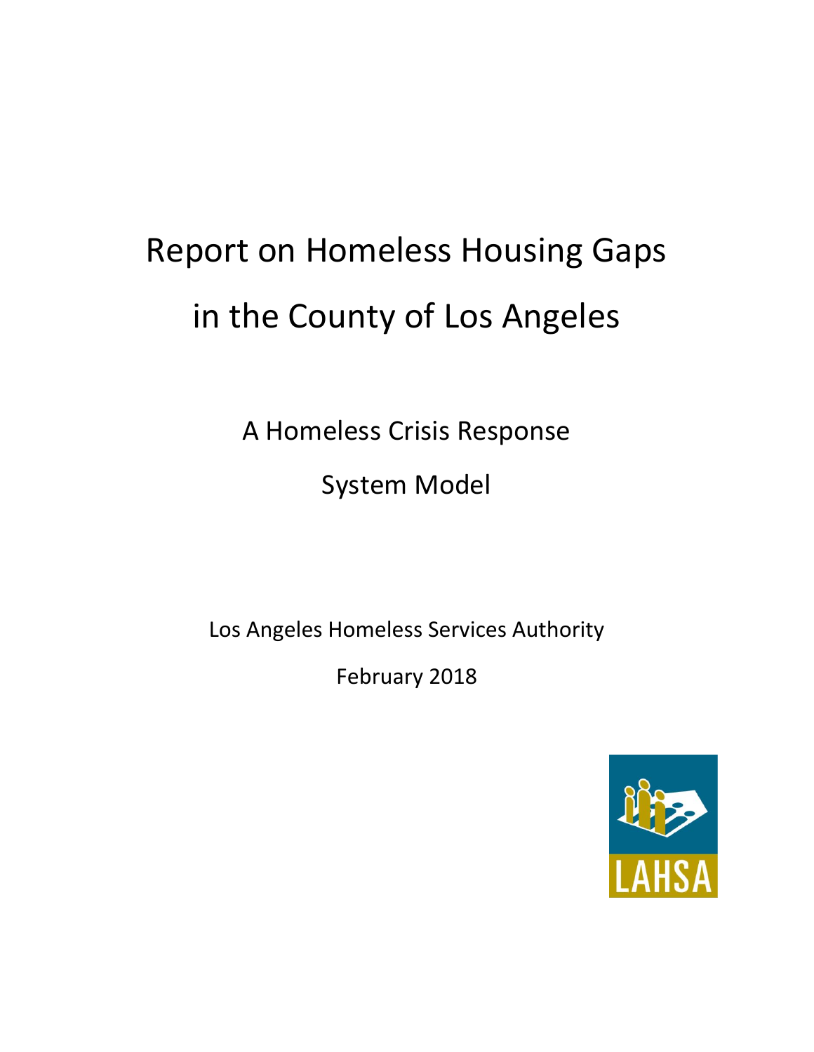# Report on Homeless Housing Gaps in the County of Los Angeles

## A Homeless Crisis Response System Model

Los Angeles Homeless Services Authority

February 2018

LAHSA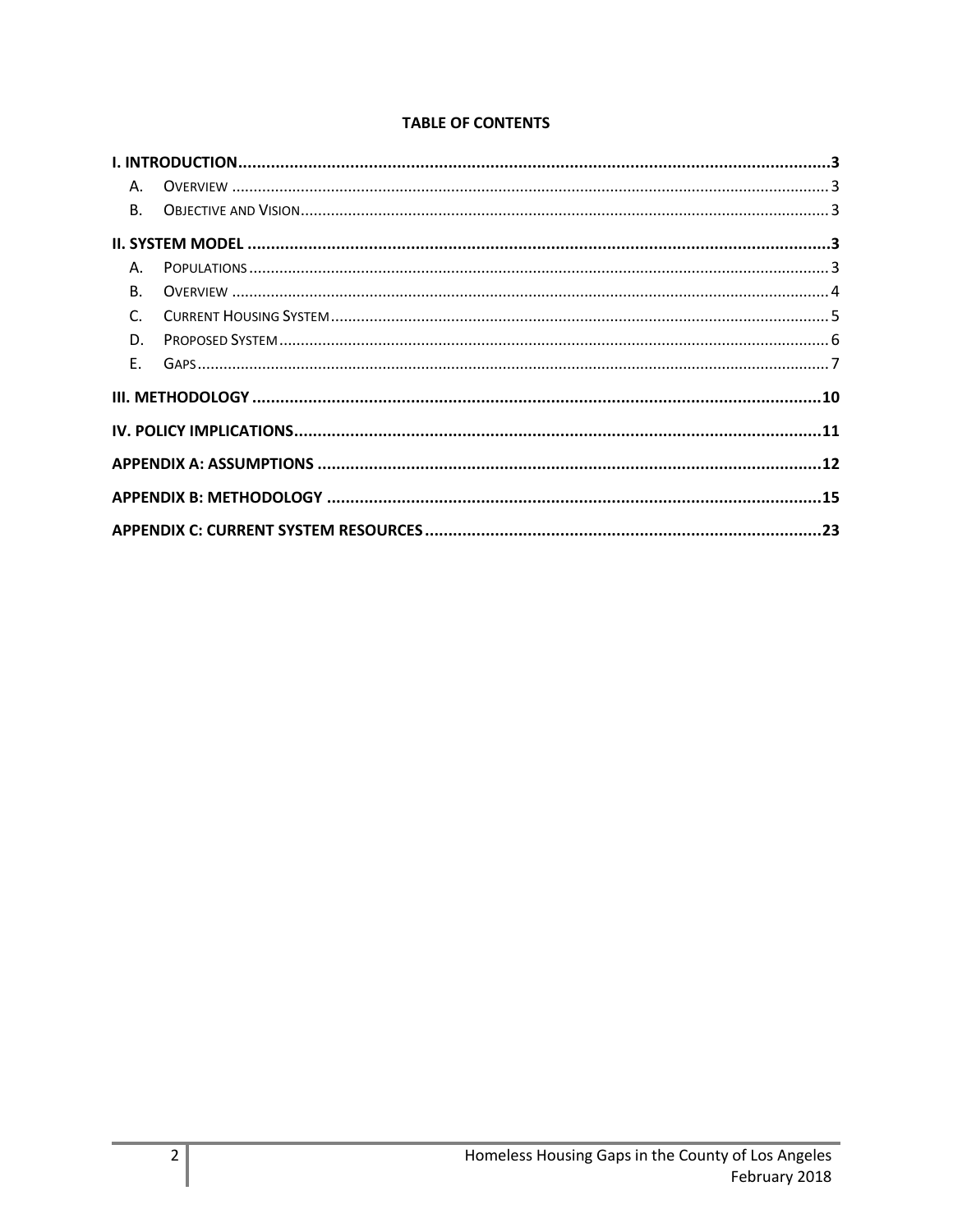**TABLE OF CONTENTS**

**I. INTRODUCTION** ... **3**

- A. Overview ... 3
- B. Objective and Vision ... 3

**II. SYSTEM MODEL** ... **3**

- A. Populations ... 3
- B. Overview ... 4
- C. Current Housing System ... 5
- D. Proposed System ... 6
- E. Gaps ... 7

**III. METHODOLOGY** ... **10**

**IV. POLICY IMPLICATIONS** ... **11**

**APPENDIX A: ASSUMPTIONS** ... **12**

**APPENDIX B: METHODOLOGY** ... **15**

**APPENDIX C: CURRENT SYSTEM RESOURCES** ... **23**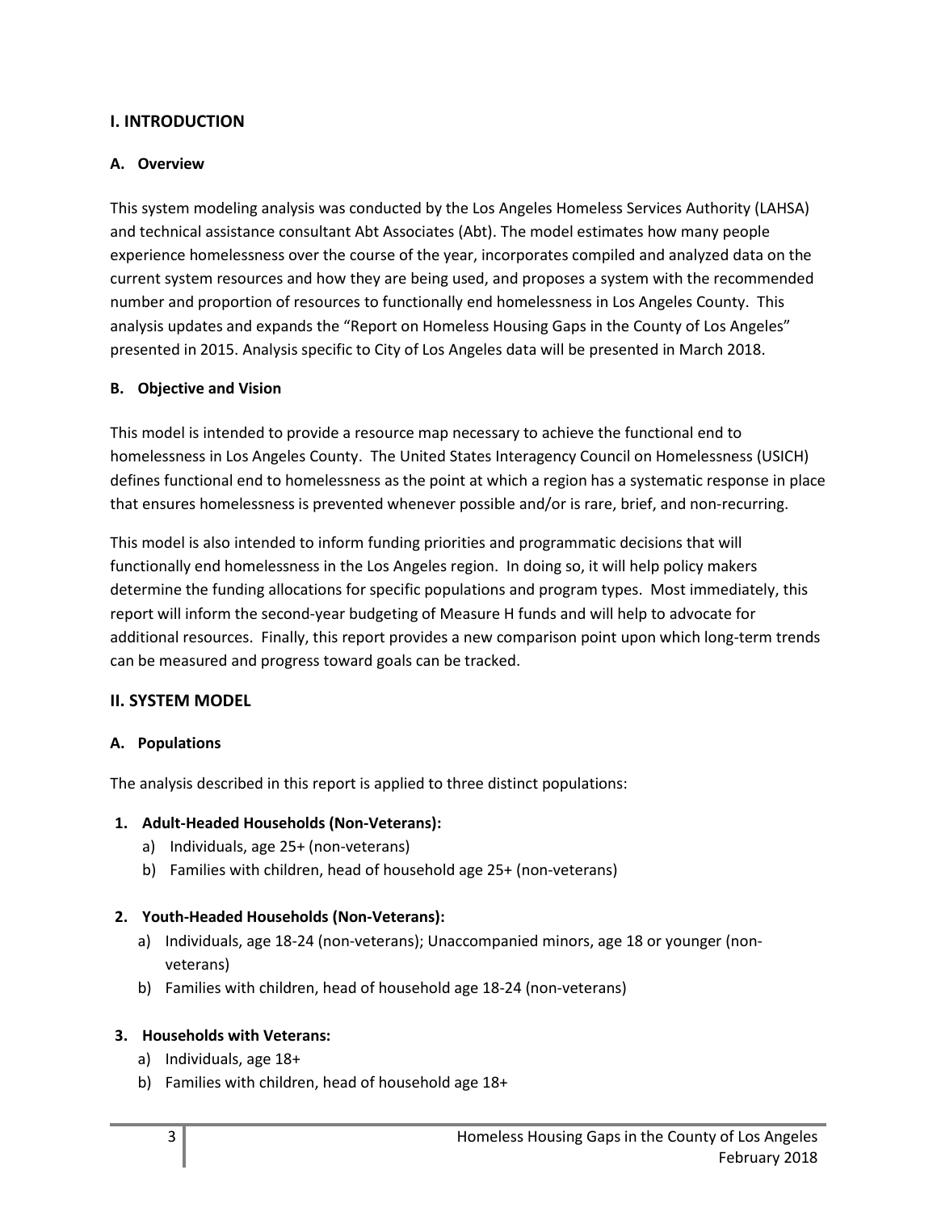## I. INTRODUCTION

### A. Overview

This system modeling analysis was conducted by the Los Angeles Homeless Services Authority (LAHSA) and technical assistance consultant Abt Associates (Abt). The model estimates how many people experience homelessness over the course of the year, incorporates compiled and analyzed data on the current system resources and how they are being used, and proposes a system with the recommended number and proportion of resources to functionally end homelessness in Los Angeles County. This analysis updates and expands the "Report on Homeless Housing Gaps in the County of Los Angeles" presented in 2015. Analysis specific to City of Los Angeles data will be presented in March 2018.

### B. Objective and Vision

This model is intended to provide a resource map necessary to achieve the functional end to homelessness in Los Angeles County. The United States Interagency Council on Homelessness (USICH) defines functional end to homelessness as the point at which a region has a systematic response in place that ensures homelessness is prevented whenever possible and/or is rare, brief, and non-recurring.

This model is also intended to inform funding priorities and programmatic decisions that will functionally end homelessness in the Los Angeles region. In doing so, it will help policy makers determine the funding allocations for specific populations and program types. Most immediately, this report will inform the second-year budgeting of Measure H funds and will help to advocate for additional resources. Finally, this report provides a new comparison point upon which long-term trends can be measured and progress toward goals can be tracked.

## II. SYSTEM MODEL

### A. Populations

The analysis described in this report is applied to three distinct populations:

1. **Adult-Headed Households (Non-Veterans):**
   a) Individuals, age 25+ (non-veterans)
   b) Families with children, head of household age 25+ (non-veterans)

2. **Youth-Headed Households (Non-Veterans):**
   a) Individuals, age 18-24 (non-veterans); Unaccompanied minors, age 18 or younger (non-veterans)
   b) Families with children, head of household age 18-24 (non-veterans)

3. **Households with Veterans:**
   a) Individuals, age 18+
   b) Families with children, head of household age 18+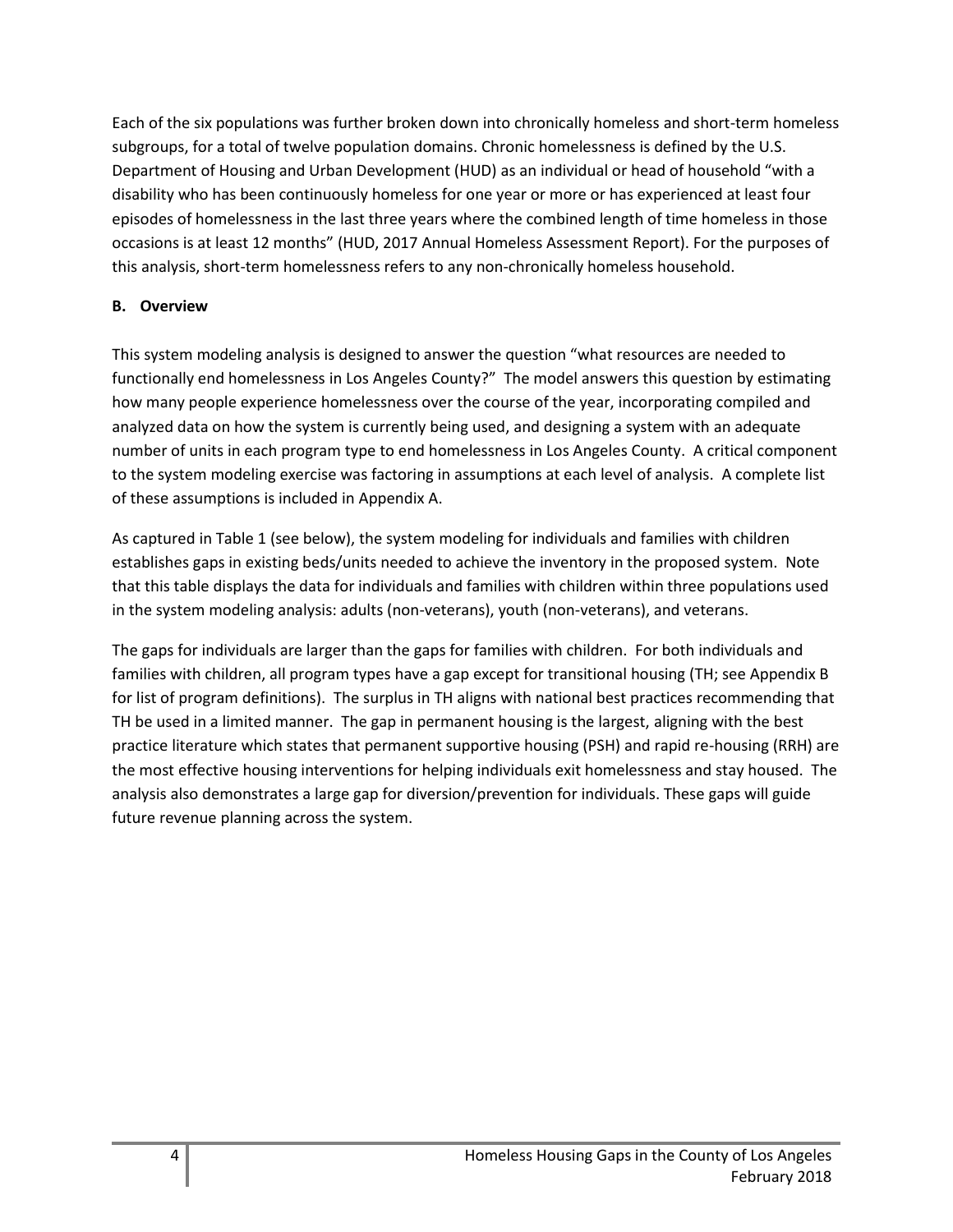Each of the six populations was further broken down into chronically homeless and short-term homeless subgroups, for a total of twelve population domains. Chronic homelessness is defined by the U.S. Department of Housing and Urban Development (HUD) as an individual or head of household "with a disability who has been continuously homeless for one year or more or has experienced at least four episodes of homelessness in the last three years where the combined length of time homeless in those occasions is at least 12 months" (HUD, 2017 Annual Homeless Assessment Report). For the purposes of this analysis, short-term homelessness refers to any non-chronically homeless household.

### B. Overview

This system modeling analysis is designed to answer the question "what resources are needed to functionally end homelessness in Los Angeles County?" The model answers this question by estimating how many people experience homelessness over the course of the year, incorporating compiled and analyzed data on how the system is currently being used, and designing a system with an adequate number of units in each program type to end homelessness in Los Angeles County. A critical component to the system modeling exercise was factoring in assumptions at each level of analysis. A complete list of these assumptions is included in Appendix A.

As captured in Table 1 (see below), the system modeling for individuals and families with children establishes gaps in existing beds/units needed to achieve the inventory in the proposed system. Note that this table displays the data for individuals and families with children within three populations used in the system modeling analysis: adults (non-veterans), youth (non-veterans), and veterans.

The gaps for individuals are larger than the gaps for families with children. For both individuals and families with children, all program types have a gap except for transitional housing (TH; see Appendix B for list of program definitions). The surplus in TH aligns with national best practices recommending that TH be used in a limited manner. The gap in permanent housing is the largest, aligning with the best practice literature which states that permanent supportive housing (PSH) and rapid re-housing (RRH) are the most effective housing interventions for helping individuals exit homelessness and stay housed. The analysis also demonstrates a large gap for diversion/prevention for individuals. These gaps will guide future revenue planning across the system.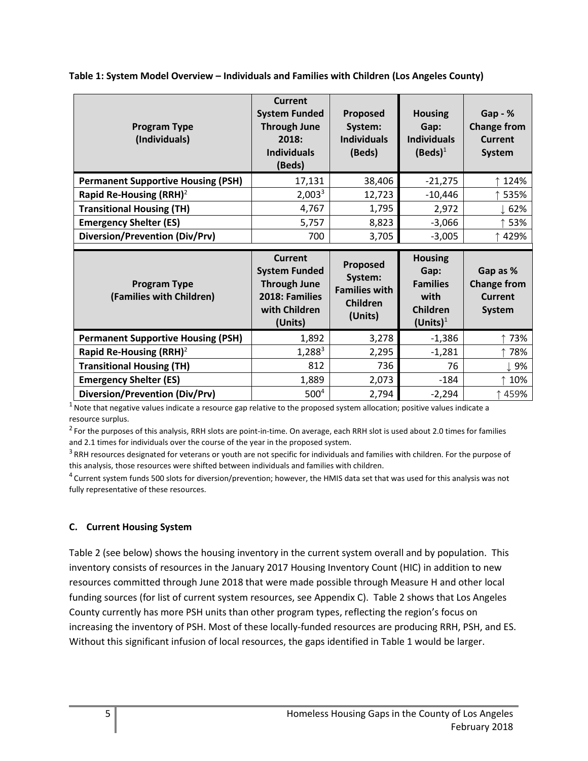**Table 1: System Model Overview – Individuals and Families with Children (Los Angeles County)**

| Program Type (Individuals) | Current System Funded Through June 2018: Individuals (Beds) | Proposed System: Individuals (Beds) | Housing Gap: Individuals (Beds)[1] | Gap - % Change from Current System |
|---|---|---|---|---|
| **Permanent Supportive Housing (PSH)** | 17,131 | 38,406 | -21,275 | ↑ 124% |
| **Rapid Re-Housing (RRH)**[2] | 2,003[3] | 12,723 | -10,446 | ↑ 535% |
| **Transitional Housing (TH)** | 4,767 | 1,795 | 2,972 | ↓ 62% |
| **Emergency Shelter (ES)** | 5,757 | 8,823 | -3,066 | ↑ 53% |
| **Diversion/Prevention (Div/Prv)** | 700 | 3,705 | -3,005 | ↑ 429% |
| **Program Type (Families with Children)** | **Current System Funded Through June 2018: Families with Children (Units)** | **Proposed System: Families with Children (Units)** | **Housing Gap: Families with Children (Units)[1]** | **Gap as % Change from Current System** |
| **Permanent Supportive Housing (PSH)** | 1,892 | 3,278 | -1,386 | ↑ 73% |
| **Rapid Re-Housing (RRH)**[2] | 1,288[3] | 2,295 | -1,281 | ↑ 78% |
| **Transitional Housing (TH)** | 812 | 736 | 76 | ↓ 9% |
| **Emergency Shelter (ES)** | 1,889 | 2,073 | -184 | ↑ 10% |
| **Diversion/Prevention (Div/Prv)** | 500[4] | 2,794 | -2,294 | ↑ 459% |

[1] Note that negative values indicate a resource gap relative to the proposed system allocation; positive values indicate a resource surplus.

[2] For the purposes of this analysis, RRH slots are point-in-time. On average, each RRH slot is used about 2.0 times for families and 2.1 times for individuals over the course of the year in the proposed system.

[3] RRH resources designated for veterans or youth are not specific for individuals and families with children. For the purpose of this analysis, those resources were shifted between individuals and families with children.

[4] Current system funds 500 slots for diversion/prevention; however, the HMIS data set that was used for this analysis was not fully representative of these resources.

### C. Current Housing System

Table 2 (see below) shows the housing inventory in the current system overall and by population. This inventory consists of resources in the January 2017 Housing Inventory Count (HIC) in addition to new resources committed through June 2018 that were made possible through Measure H and other local funding sources (for list of current system resources, see Appendix C). Table 2 shows that Los Angeles County currently has more PSH units than other program types, reflecting the region's focus on increasing the inventory of PSH. Most of these locally-funded resources are producing RRH, PSH, and ES. Without this significant infusion of local resources, the gaps identified in Table 1 would be larger.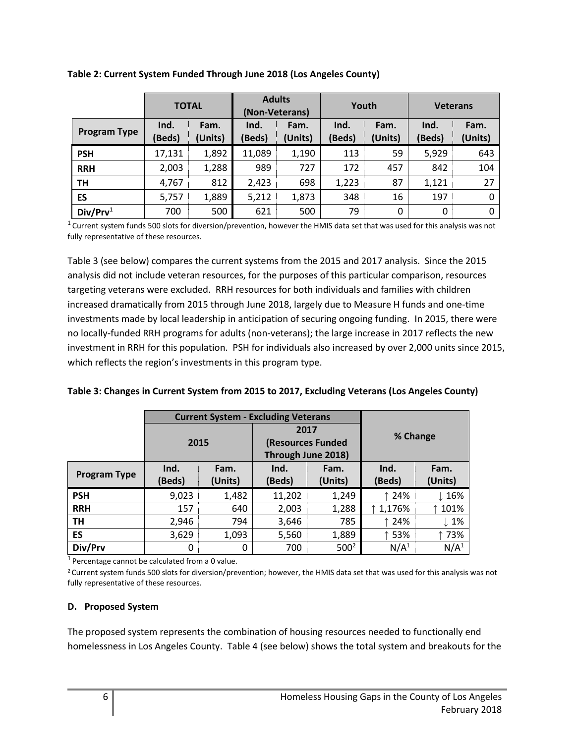**Table 2: Current System Funded Through June 2018 (Los Angeles County)**

| | TOTAL | | Adults (Non-Veterans) | | Youth | | Veterans | |
|---|---|---|---|---|---|---|---|---|
| **Program Type** | Ind. (Beds) | Fam. (Units) | Ind. (Beds) | Fam. (Units) | Ind. (Beds) | Fam. (Units) | Ind. (Beds) | Fam. (Units) |
| **PSH** | 17,131 | 1,892 | 11,089 | 1,190 | 113 | 59 | 5,929 | 643 |
| **RRH** | 2,003 | 1,288 | 989 | 727 | 172 | 457 | 842 | 104 |
| **TH** | 4,767 | 812 | 2,423 | 698 | 1,223 | 87 | 1,121 | 27 |
| **ES** | 5,757 | 1,889 | 5,212 | 1,873 | 348 | 16 | 197 | 0 |
| **Div/Prv**[1] | 700 | 500 | 621 | 500 | 79 | 0 | 0 | 0 |

[1] Current system funds 500 slots for diversion/prevention, however the HMIS data set that was used for this analysis was not fully representative of these resources.

Table 3 (see below) compares the current systems from the 2015 and 2017 analysis. Since the 2015 analysis did not include veteran resources, for the purposes of this particular comparison, resources targeting veterans were excluded. RRH resources for both individuals and families with children increased dramatically from 2015 through June 2018, largely due to Measure H funds and one-time investments made by local leadership in anticipation of securing ongoing funding. In 2015, there were no locally-funded RRH programs for adults (non-veterans); the large increase in 2017 reflects the new investment in RRH for this population. PSH for individuals also increased by over 2,000 units since 2015, which reflects the region's investments in this program type.

**Table 3: Changes in Current System from 2015 to 2017, Excluding Veterans (Los Angeles County)**

| | Current System - Excluding Veterans | | | | % Change | |
|---|---|---|---|---|---|---|
| | 2015 | | 2017 (Resources Funded Through June 2018) | | | |
| **Program Type** | Ind. (Beds) | Fam. (Units) | Ind. (Beds) | Fam. (Units) | Ind. (Beds) | Fam. (Units) |
| **PSH** | 9,023 | 1,482 | 11,202 | 1,249 | ↑ 24% | ↓ 16% |
| **RRH** | 157 | 640 | 2,003 | 1,288 | ↑ 1,176% | ↑ 101% |
| **TH** | 2,946 | 794 | 3,646 | 785 | ↑ 24% | ↓ 1% |
| **ES** | 3,629 | 1,093 | 5,560 | 1,889 | ↑ 53% | ↑ 73% |
| **Div/Prv** | 0 | 0 | 700 | 500[2] | N/A[1] | N/A[1] |

[1] Percentage cannot be calculated from a 0 value.

[2] Current system funds 500 slots for diversion/prevention; however, the HMIS data set that was used for this analysis was not fully representative of these resources.

### D. Proposed System

The proposed system represents the combination of housing resources needed to functionally end homelessness in Los Angeles County. Table 4 (see below) shows the total system and breakouts for the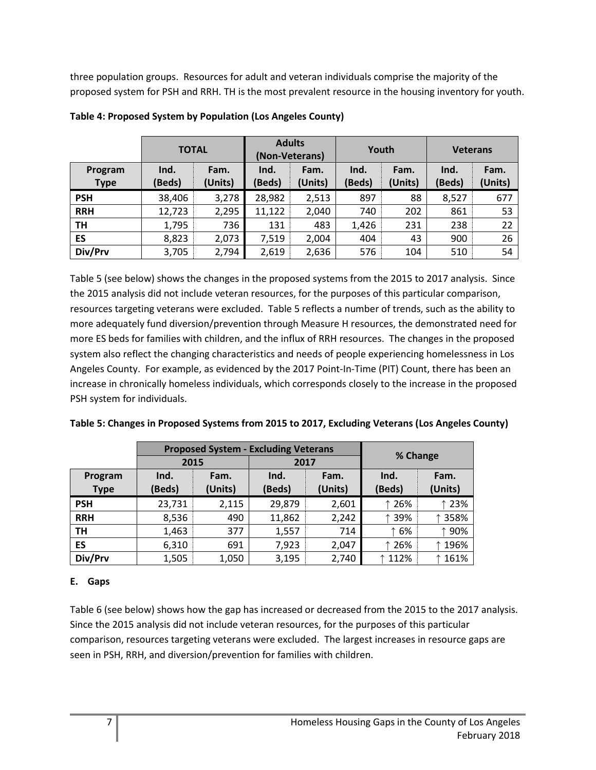three population groups. Resources for adult and veteran individuals comprise the majority of the proposed system for PSH and RRH. TH is the most prevalent resource in the housing inventory for youth.

**Table 4: Proposed System by Population (Los Angeles County)**

| | TOTAL | | Adults (Non-Veterans) | | Youth | | Veterans | |
|---|---|---|---|---|---|---|---|---|
| **Program Type** | **Ind. (Beds)** | **Fam. (Units)** | **Ind. (Beds)** | **Fam. (Units)** | **Ind. (Beds)** | **Fam. (Units)** | **Ind. (Beds)** | **Fam. (Units)** |
| **PSH** | 38,406 | 3,278 | 28,982 | 2,513 | 897 | 88 | 8,527 | 677 |
| **RRH** | 12,723 | 2,295 | 11,122 | 2,040 | 740 | 202 | 861 | 53 |
| **TH** | 1,795 | 736 | 131 | 483 | 1,426 | 231 | 238 | 22 |
| **ES** | 8,823 | 2,073 | 7,519 | 2,004 | 404 | 43 | 900 | 26 |
| **Div/Prv** | 3,705 | 2,794 | 2,619 | 2,636 | 576 | 104 | 510 | 54 |

Table 5 (see below) shows the changes in the proposed systems from the 2015 to 2017 analysis. Since the 2015 analysis did not include veteran resources, for the purposes of this particular comparison, resources targeting veterans were excluded. Table 5 reflects a number of trends, such as the ability to more adequately fund diversion/prevention through Measure H resources, the demonstrated need for more ES beds for families with children, and the influx of RRH resources. The changes in the proposed system also reflect the changing characteristics and needs of people experiencing homelessness in Los Angeles County. For example, as evidenced by the 2017 Point-In-Time (PIT) Count, there has been an increase in chronically homeless individuals, which corresponds closely to the increase in the proposed PSH system for individuals.

**Table 5: Changes in Proposed Systems from 2015 to 2017, Excluding Veterans (Los Angeles County)**

| | Proposed System - Excluding Veterans | | | | % Change | |
|---|---|---|---|---|---|---|
| | 2015 | | 2017 | | | |
| **Program Type** | **Ind. (Beds)** | **Fam. (Units)** | **Ind. (Beds)** | **Fam. (Units)** | **Ind. (Beds)** | **Fam. (Units)** |
| **PSH** | 23,731 | 2,115 | 29,879 | 2,601 | ↑ 26% | ↑ 23% |
| **RRH** | 8,536 | 490 | 11,862 | 2,242 | ↑ 39% | ↑ 358% |
| **TH** | 1,463 | 377 | 1,557 | 714 | ↑ 6% | ↑ 90% |
| **ES** | 6,310 | 691 | 7,923 | 2,047 | ↑ 26% | ↑ 196% |
| **Div/Prv** | 1,505 | 1,050 | 3,195 | 2,740 | ↑ 112% | ↑ 161% |

## E. Gaps

Table 6 (see below) shows how the gap has increased or decreased from the 2015 to the 2017 analysis. Since the 2015 analysis did not include veteran resources, for the purposes of this particular comparison, resources targeting veterans were excluded. The largest increases in resource gaps are seen in PSH, RRH, and diversion/prevention for families with children.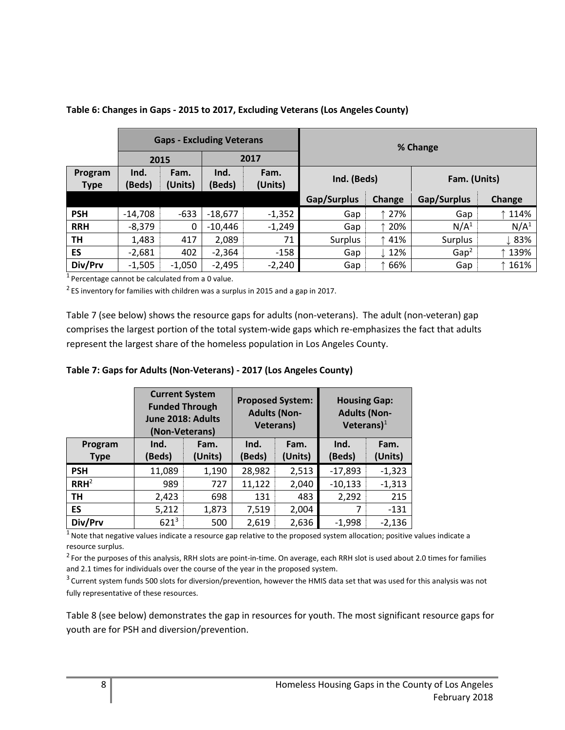**Table 6: Changes in Gaps - 2015 to 2017, Excluding Veterans (Los Angeles County)**

| | Gaps - Excluding Veterans | | | | % Change | | | |
|---|---|---|---|---|---|---|---|---|
| | 2015 | | 2017 | | | | | |
| Program Type | Ind. (Beds) | Fam. (Units) | Ind. (Beds) | Fam. (Units) | Ind. (Beds) | | Fam. (Units) | |
| | | | | | Gap/Surplus | Change | Gap/Surplus | Change |
| **PSH** | -14,708 | -633 | -18,677 | -1,352 | Gap | ↑ 27% | Gap | ↑ 114% |
| **RRH** | -8,379 | 0 | -10,446 | -1,249 | Gap | ↑ 20% | N/A[1] | N/A[1] |
| **TH** | 1,483 | 417 | 2,089 | 71 | Surplus | ↑ 41% | Surplus | ↓ 83% |
| **ES** | -2,681 | 402 | -2,364 | -158 | Gap | ↓ 12% | Gap[2] | ↑ 139% |
| **Div/Prv** | -1,505 | -1,050 | -2,495 | -2,240 | Gap | ↑ 66% | Gap | ↑ 161% |

[1] Percentage cannot be calculated from a 0 value.

[2] ES inventory for families with children was a surplus in 2015 and a gap in 2017.

Table 7 (see below) shows the resource gaps for adults (non-veterans). The adult (non-veteran) gap comprises the largest portion of the total system-wide gaps which re-emphasizes the fact that adults represent the largest share of the homeless population in Los Angeles County.

**Table 7: Gaps for Adults (Non-Veterans) - 2017 (Los Angeles County)**

| | Current System Funded Through June 2018: Adults (Non-Veterans) | | Proposed System: Adults (Non-Veterans) | | Housing Gap: Adults (Non-Veterans)[1] | |
|---|---|---|---|---|---|---|
| Program Type | Ind. (Beds) | Fam. (Units) | Ind. (Beds) | Fam. (Units) | Ind. (Beds) | Fam. (Units) |
| **PSH** | 11,089 | 1,190 | 28,982 | 2,513 | -17,893 | -1,323 |
| **RRH**[2] | 989 | 727 | 11,122 | 2,040 | -10,133 | -1,313 |
| **TH** | 2,423 | 698 | 131 | 483 | 2,292 | 215 |
| **ES** | 5,212 | 1,873 | 7,519 | 2,004 | 7 | -131 |
| **Div/Prv** | 621[3] | 500 | 2,619 | 2,636 | -1,998 | -2,136 |

[1] Note that negative values indicate a resource gap relative to the proposed system allocation; positive values indicate a resource surplus.

[2] For the purposes of this analysis, RRH slots are point-in-time. On average, each RRH slot is used about 2.0 times for families and 2.1 times for individuals over the course of the year in the proposed system.

[3] Current system funds 500 slots for diversion/prevention, however the HMIS data set that was used for this analysis was not fully representative of these resources.

Table 8 (see below) demonstrates the gap in resources for youth. The most significant resource gaps for youth are for PSH and diversion/prevention.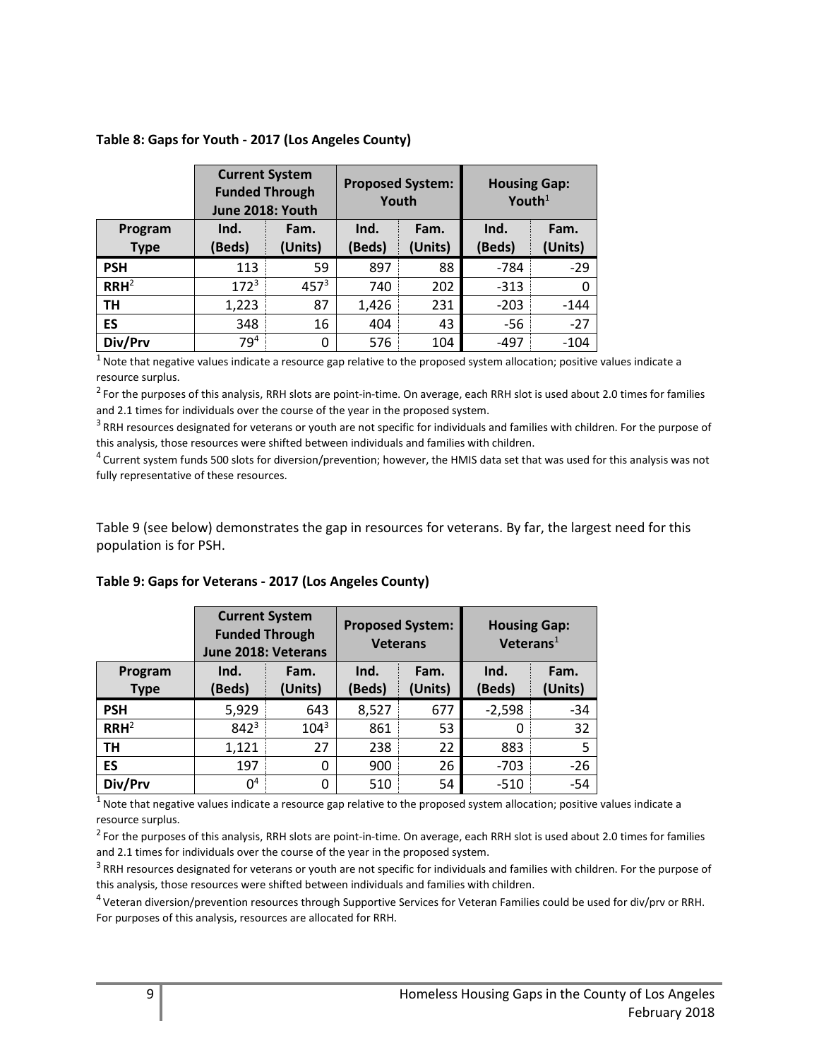**Table 8: Gaps for Youth - 2017 (Los Angeles County)**

| | Current System Funded Through June 2018: Youth | | Proposed System: Youth | | Housing Gap: Youth[1] | |
|---|---|---|---|---|---|---|
| Program Type | Ind. (Beds) | Fam. (Units) | Ind. (Beds) | Fam. (Units) | Ind. (Beds) | Fam. (Units) |
| PSH | 113 | 59 | 897 | 88 | -784 | -29 |
| RRH[2] | 172[3] | 457[3] | 740 | 202 | -313 | 0 |
| TH | 1,223 | 87 | 1,426 | 231 | -203 | -144 |
| ES | 348 | 16 | 404 | 43 | -56 | -27 |
| Div/Prv | 79[4] | 0 | 576 | 104 | -497 | -104 |

[1] Note that negative values indicate a resource gap relative to the proposed system allocation; positive values indicate a resource surplus.

[2] For the purposes of this analysis, RRH slots are point-in-time. On average, each RRH slot is used about 2.0 times for families and 2.1 times for individuals over the course of the year in the proposed system.

[3] RRH resources designated for veterans or youth are not specific for individuals and families with children. For the purpose of this analysis, those resources were shifted between individuals and families with children.

[4] Current system funds 500 slots for diversion/prevention; however, the HMIS data set that was used for this analysis was not fully representative of these resources.

Table 9 (see below) demonstrates the gap in resources for veterans. By far, the largest need for this population is for PSH.

**Table 9: Gaps for Veterans - 2017 (Los Angeles County)**

| | Current System Funded Through June 2018: Veterans | | Proposed System: Veterans | | Housing Gap: Veterans[1] | |
|---|---|---|---|---|---|---|
| Program Type | Ind. (Beds) | Fam. (Units) | Ind. (Beds) | Fam. (Units) | Ind. (Beds) | Fam. (Units) |
| PSH | 5,929 | 643 | 8,527 | 677 | -2,598 | -34 |
| RRH[2] | 842[3] | 104[3] | 861 | 53 | 0 | 32 |
| TH | 1,121 | 27 | 238 | 22 | 883 | 5 |
| ES | 197 | 0 | 900 | 26 | -703 | -26 |
| Div/Prv | 0[4] | 0 | 510 | 54 | -510 | -54 |

[1] Note that negative values indicate a resource gap relative to the proposed system allocation; positive values indicate a resource surplus.

[2] For the purposes of this analysis, RRH slots are point-in-time. On average, each RRH slot is used about 2.0 times for families and 2.1 times for individuals over the course of the year in the proposed system.

[3] RRH resources designated for veterans or youth are not specific for individuals and families with children. For the purpose of this analysis, those resources were shifted between individuals and families with children.

[4] Veteran diversion/prevention resources through Supportive Services for Veteran Families could be used for div/prv or RRH. For purposes of this analysis, resources are allocated for RRH.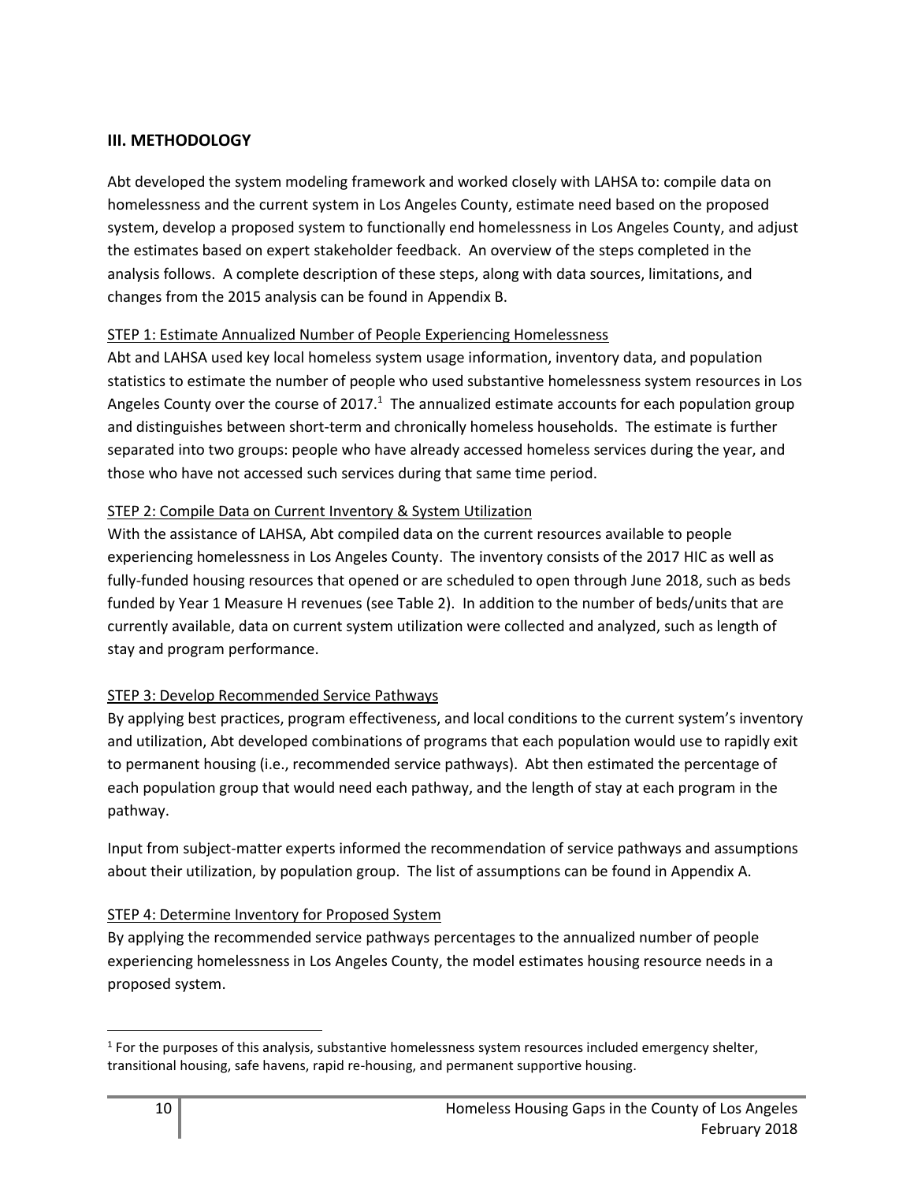## III. METHODOLOGY

Abt developed the system modeling framework and worked closely with LAHSA to: compile data on homelessness and the current system in Los Angeles County, estimate need based on the proposed system, develop a proposed system to functionally end homelessness in Los Angeles County, and adjust the estimates based on expert stakeholder feedback. An overview of the steps completed in the analysis follows. A complete description of these steps, along with data sources, limitations, and changes from the 2015 analysis can be found in Appendix B.

STEP 1: Estimate Annualized Number of People Experiencing Homelessness

Abt and LAHSA used key local homeless system usage information, inventory data, and population statistics to estimate the number of people who used substantive homelessness system resources in Los Angeles County over the course of 2017.[1] The annualized estimate accounts for each population group and distinguishes between short-term and chronically homeless households. The estimate is further separated into two groups: people who have already accessed homeless services during the year, and those who have not accessed such services during that same time period.

STEP 2: Compile Data on Current Inventory & System Utilization

With the assistance of LAHSA, Abt compiled data on the current resources available to people experiencing homelessness in Los Angeles County. The inventory consists of the 2017 HIC as well as fully-funded housing resources that opened or are scheduled to open through June 2018, such as beds funded by Year 1 Measure H revenues (see Table 2). In addition to the number of beds/units that are currently available, data on current system utilization were collected and analyzed, such as length of stay and program performance.

STEP 3: Develop Recommended Service Pathways

By applying best practices, program effectiveness, and local conditions to the current system's inventory and utilization, Abt developed combinations of programs that each population would use to rapidly exit to permanent housing (i.e., recommended service pathways). Abt then estimated the percentage of each population group that would need each pathway, and the length of stay at each program in the pathway.

Input from subject-matter experts informed the recommendation of service pathways and assumptions about their utilization, by population group. The list of assumptions can be found in Appendix A.

STEP 4: Determine Inventory for Proposed System

By applying the recommended service pathways percentages to the annualized number of people experiencing homelessness in Los Angeles County, the model estimates housing resource needs in a proposed system.

[1] For the purposes of this analysis, substantive homelessness system resources included emergency shelter, transitional housing, safe havens, rapid re-housing, and permanent supportive housing.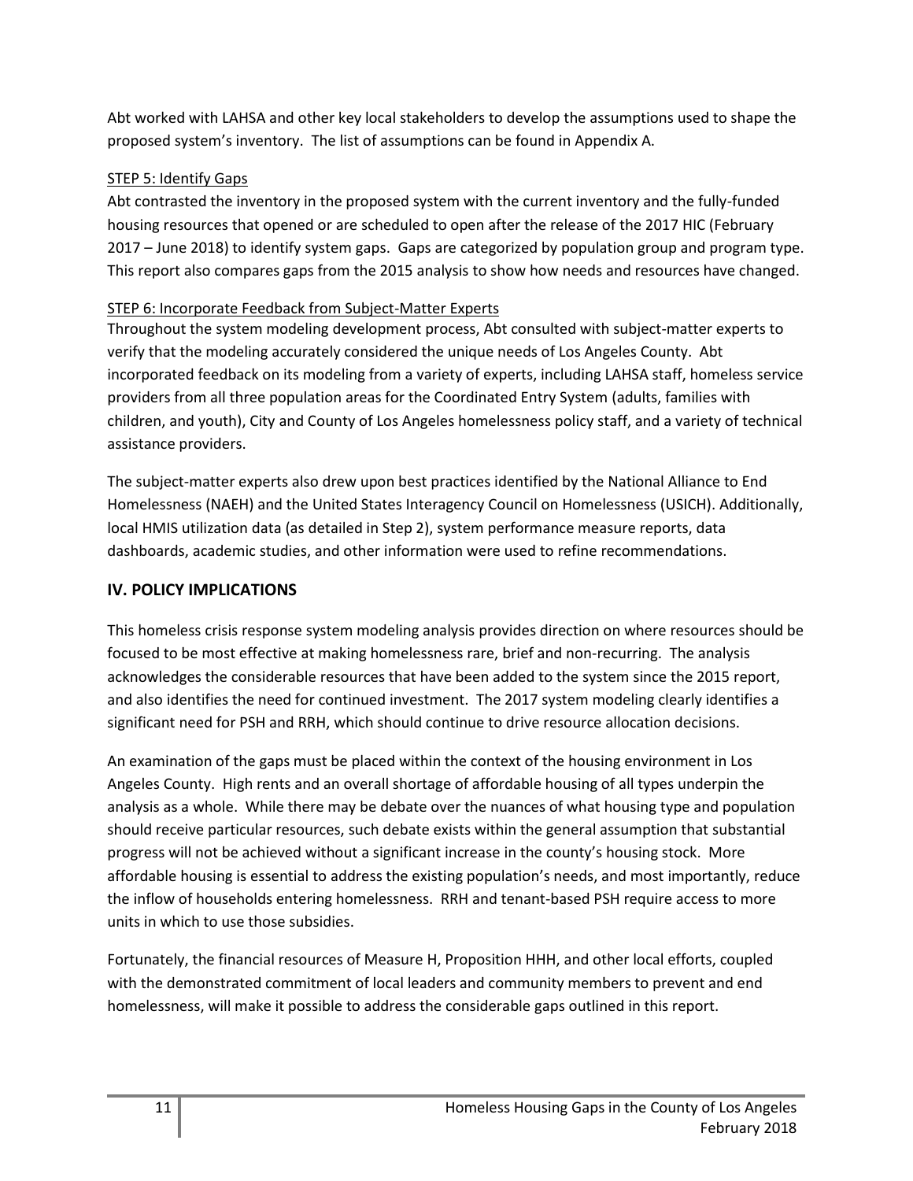Abt worked with LAHSA and other key local stakeholders to develop the assumptions used to shape the proposed system's inventory. The list of assumptions can be found in Appendix A.

STEP 5: Identify Gaps

Abt contrasted the inventory in the proposed system with the current inventory and the fully-funded housing resources that opened or are scheduled to open after the release of the 2017 HIC (February 2017 – June 2018) to identify system gaps. Gaps are categorized by population group and program type. This report also compares gaps from the 2015 analysis to show how needs and resources have changed.

STEP 6: Incorporate Feedback from Subject-Matter Experts

Throughout the system modeling development process, Abt consulted with subject-matter experts to verify that the modeling accurately considered the unique needs of Los Angeles County. Abt incorporated feedback on its modeling from a variety of experts, including LAHSA staff, homeless service providers from all three population areas for the Coordinated Entry System (adults, families with children, and youth), City and County of Los Angeles homelessness policy staff, and a variety of technical assistance providers.

The subject-matter experts also drew upon best practices identified by the National Alliance to End Homelessness (NAEH) and the United States Interagency Council on Homelessness (USICH). Additionally, local HMIS utilization data (as detailed in Step 2), system performance measure reports, data dashboards, academic studies, and other information were used to refine recommendations.

## IV. POLICY IMPLICATIONS

This homeless crisis response system modeling analysis provides direction on where resources should be focused to be most effective at making homelessness rare, brief and non-recurring. The analysis acknowledges the considerable resources that have been added to the system since the 2015 report, and also identifies the need for continued investment. The 2017 system modeling clearly identifies a significant need for PSH and RRH, which should continue to drive resource allocation decisions.

An examination of the gaps must be placed within the context of the housing environment in Los Angeles County. High rents and an overall shortage of affordable housing of all types underpin the analysis as a whole. While there may be debate over the nuances of what housing type and population should receive particular resources, such debate exists within the general assumption that substantial progress will not be achieved without a significant increase in the county's housing stock. More affordable housing is essential to address the existing population's needs, and most importantly, reduce the inflow of households entering homelessness. RRH and tenant-based PSH require access to more units in which to use those subsidies.

Fortunately, the financial resources of Measure H, Proposition HHH, and other local efforts, coupled with the demonstrated commitment of local leaders and community members to prevent and end homelessness, will make it possible to address the considerable gaps outlined in this report.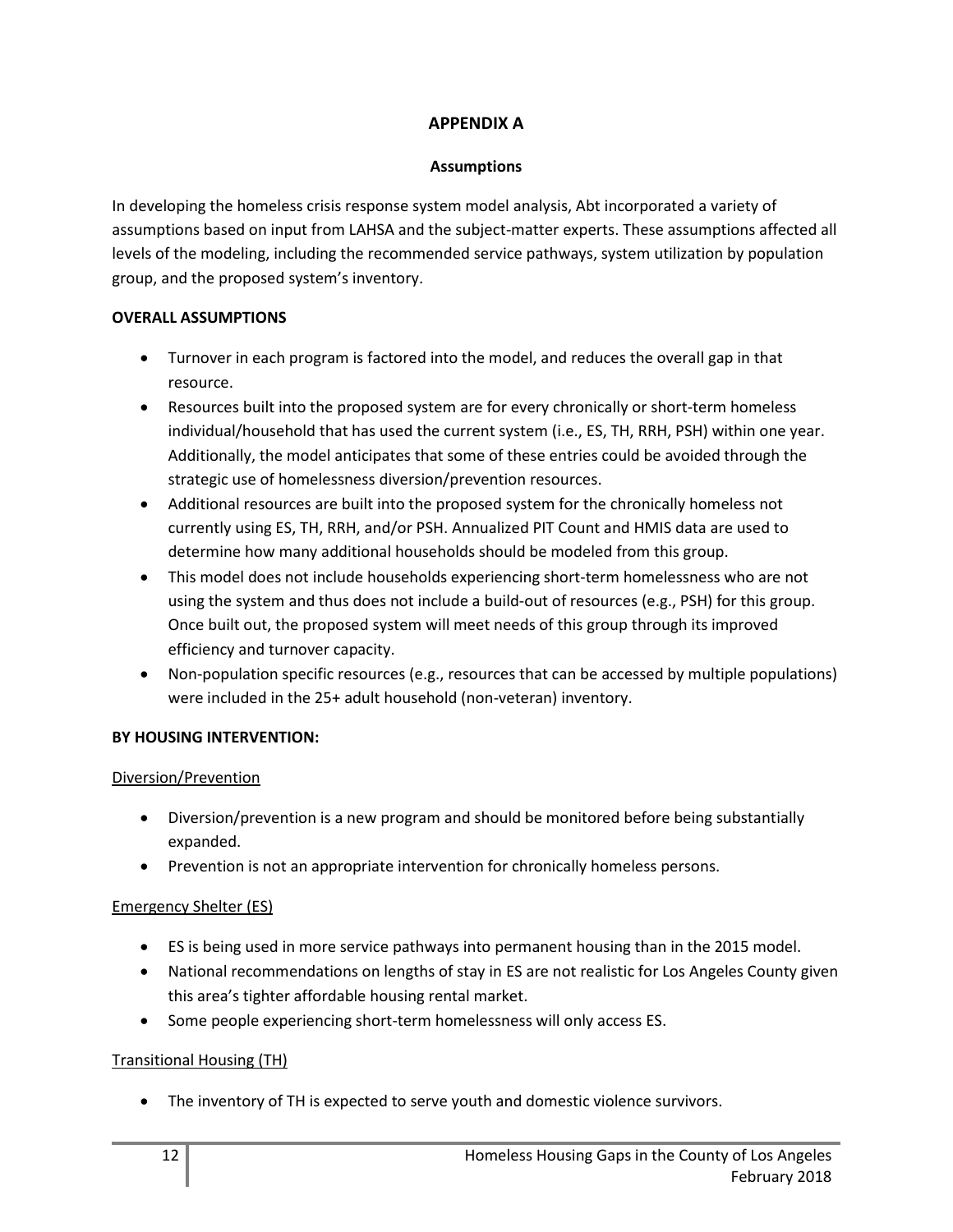## APPENDIX A

### Assumptions

In developing the homeless crisis response system model analysis, Abt incorporated a variety of assumptions based on input from LAHSA and the subject-matter experts. These assumptions affected all levels of the modeling, including the recommended service pathways, system utilization by population group, and the proposed system's inventory.

**OVERALL ASSUMPTIONS**

- Turnover in each program is factored into the model, and reduces the overall gap in that resource.
- Resources built into the proposed system are for every chronically or short-term homeless individual/household that has used the current system (i.e., ES, TH, RRH, PSH) within one year. Additionally, the model anticipates that some of these entries could be avoided through the strategic use of homelessness diversion/prevention resources.
- Additional resources are built into the proposed system for the chronically homeless not currently using ES, TH, RRH, and/or PSH. Annualized PIT Count and HMIS data are used to determine how many additional households should be modeled from this group.
- This model does not include households experiencing short-term homelessness who are not using the system and thus does not include a build-out of resources (e.g., PSH) for this group. Once built out, the proposed system will meet needs of this group through its improved efficiency and turnover capacity.
- Non-population specific resources (e.g., resources that can be accessed by multiple populations) were included in the 25+ adult household (non-veteran) inventory.

**BY HOUSING INTERVENTION:**

Diversion/Prevention

- Diversion/prevention is a new program and should be monitored before being substantially expanded.
- Prevention is not an appropriate intervention for chronically homeless persons.

Emergency Shelter (ES)

- ES is being used in more service pathways into permanent housing than in the 2015 model.
- National recommendations on lengths of stay in ES are not realistic for Los Angeles County given this area's tighter affordable housing rental market.
- Some people experiencing short-term homelessness will only access ES.

Transitional Housing (TH)

- The inventory of TH is expected to serve youth and domestic violence survivors.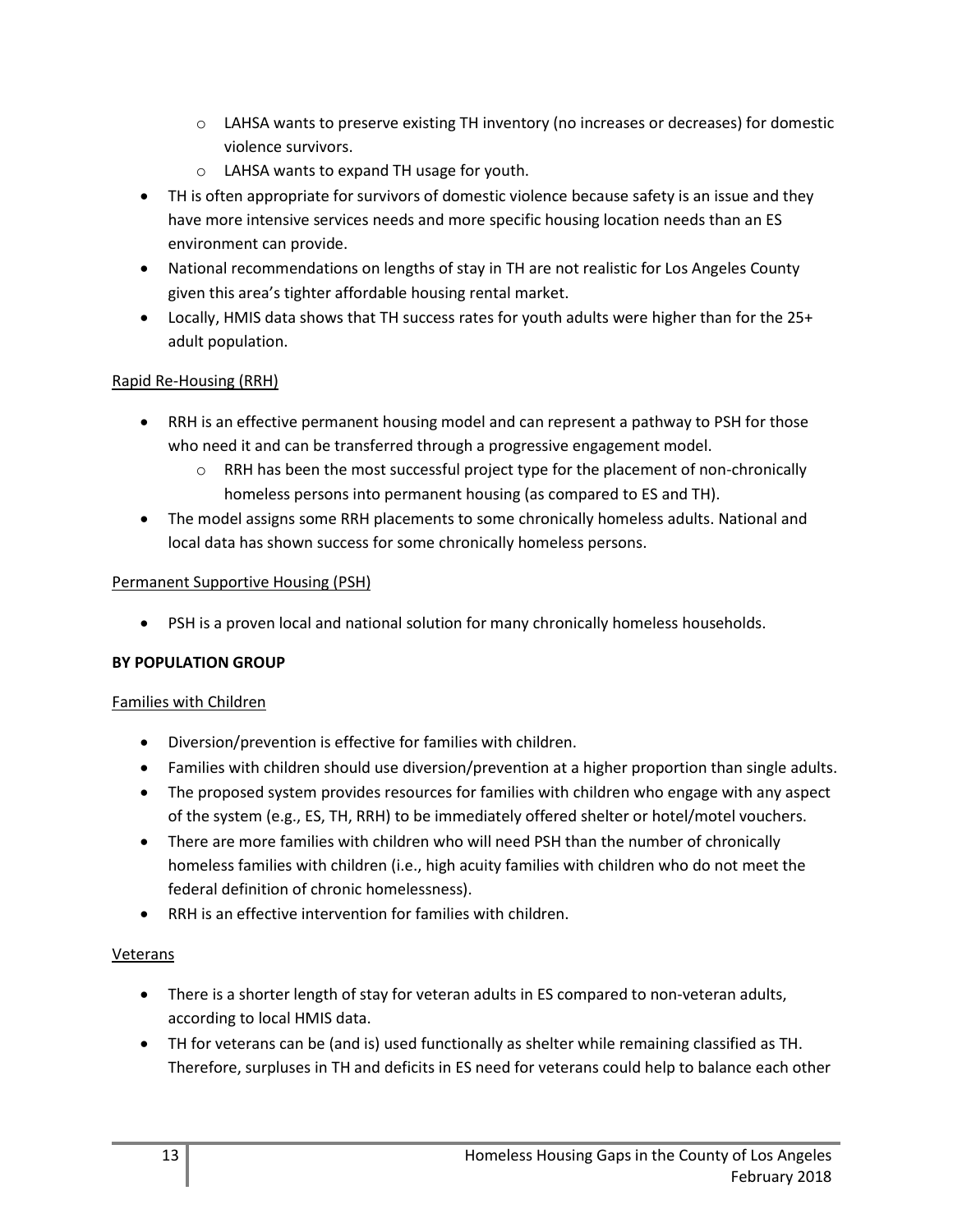- LAHSA wants to preserve existing TH inventory (no increases or decreases) for domestic violence survivors.
  - LAHSA wants to expand TH usage for youth.
- TH is often appropriate for survivors of domestic violence because safety is an issue and they have more intensive services needs and more specific housing location needs than an ES environment can provide.
- National recommendations on lengths of stay in TH are not realistic for Los Angeles County given this area's tighter affordable housing rental market.
- Locally, HMIS data shows that TH success rates for youth adults were higher than for the 25+ adult population.

Rapid Re-Housing (RRH)

- RRH is an effective permanent housing model and can represent a pathway to PSH for those who need it and can be transferred through a progressive engagement model.
  - RRH has been the most successful project type for the placement of non-chronically homeless persons into permanent housing (as compared to ES and TH).
- The model assigns some RRH placements to some chronically homeless adults. National and local data has shown success for some chronically homeless persons.

Permanent Supportive Housing (PSH)

- PSH is a proven local and national solution for many chronically homeless households.

**BY POPULATION GROUP**

Families with Children

- Diversion/prevention is effective for families with children.
- Families with children should use diversion/prevention at a higher proportion than single adults.
- The proposed system provides resources for families with children who engage with any aspect of the system (e.g., ES, TH, RRH) to be immediately offered shelter or hotel/motel vouchers.
- There are more families with children who will need PSH than the number of chronically homeless families with children (i.e., high acuity families with children who do not meet the federal definition of chronic homelessness).
- RRH is an effective intervention for families with children.

Veterans

- There is a shorter length of stay for veteran adults in ES compared to non-veteran adults, according to local HMIS data.
- TH for veterans can be (and is) used functionally as shelter while remaining classified as TH. Therefore, surpluses in TH and deficits in ES need for veterans could help to balance each other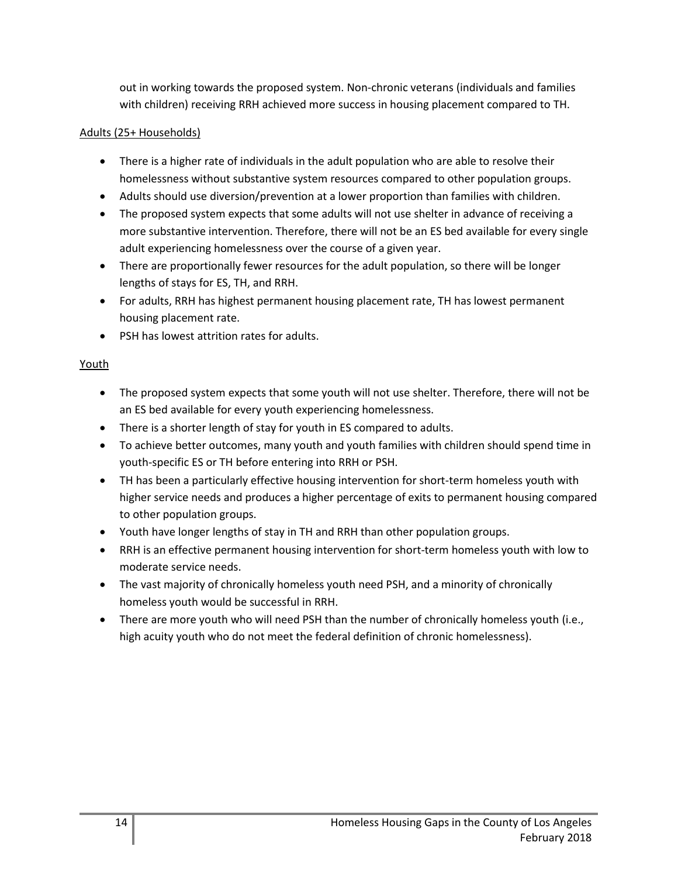out in working towards the proposed system. Non-chronic veterans (individuals and families with children) receiving RRH achieved more success in housing placement compared to TH.

Adults (25+ Households)

- There is a higher rate of individuals in the adult population who are able to resolve their homelessness without substantive system resources compared to other population groups.
- Adults should use diversion/prevention at a lower proportion than families with children.
- The proposed system expects that some adults will not use shelter in advance of receiving a more substantive intervention. Therefore, there will not be an ES bed available for every single adult experiencing homelessness over the course of a given year.
- There are proportionally fewer resources for the adult population, so there will be longer lengths of stays for ES, TH, and RRH.
- For adults, RRH has highest permanent housing placement rate, TH has lowest permanent housing placement rate.
- PSH has lowest attrition rates for adults.

Youth

- The proposed system expects that some youth will not use shelter. Therefore, there will not be an ES bed available for every youth experiencing homelessness.
- There is a shorter length of stay for youth in ES compared to adults.
- To achieve better outcomes, many youth and youth families with children should spend time in youth-specific ES or TH before entering into RRH or PSH.
- TH has been a particularly effective housing intervention for short-term homeless youth with higher service needs and produces a higher percentage of exits to permanent housing compared to other population groups.
- Youth have longer lengths of stay in TH and RRH than other population groups.
- RRH is an effective permanent housing intervention for short-term homeless youth with low to moderate service needs.
- The vast majority of chronically homeless youth need PSH, and a minority of chronically homeless youth would be successful in RRH.
- There are more youth who will need PSH than the number of chronically homeless youth (i.e., high acuity youth who do not meet the federal definition of chronic homelessness).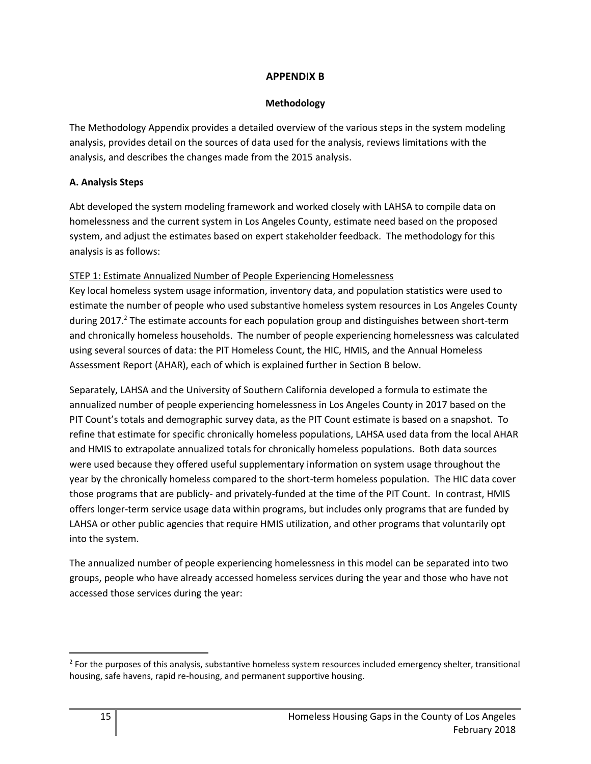## APPENDIX B

### Methodology

The Methodology Appendix provides a detailed overview of the various steps in the system modeling analysis, provides detail on the sources of data used for the analysis, reviews limitations with the analysis, and describes the changes made from the 2015 analysis.

**A. Analysis Steps**

Abt developed the system modeling framework and worked closely with LAHSA to compile data on homelessness and the current system in Los Angeles County, estimate need based on the proposed system, and adjust the estimates based on expert stakeholder feedback. The methodology for this analysis is as follows:

STEP 1: Estimate Annualized Number of People Experiencing Homelessness

Key local homeless system usage information, inventory data, and population statistics were used to estimate the number of people who used substantive homeless system resources in Los Angeles County during 2017.[2] The estimate accounts for each population group and distinguishes between short-term and chronically homeless households. The number of people experiencing homelessness was calculated using several sources of data: the PIT Homeless Count, the HIC, HMIS, and the Annual Homeless Assessment Report (AHAR), each of which is explained further in Section B below.

Separately, LAHSA and the University of Southern California developed a formula to estimate the annualized number of people experiencing homelessness in Los Angeles County in 2017 based on the PIT Count's totals and demographic survey data, as the PIT Count estimate is based on a snapshot. To refine that estimate for specific chronically homeless populations, LAHSA used data from the local AHAR and HMIS to extrapolate annualized totals for chronically homeless populations. Both data sources were used because they offered useful supplementary information on system usage throughout the year by the chronically homeless compared to the short-term homeless population. The HIC data cover those programs that are publicly- and privately-funded at the time of the PIT Count. In contrast, HMIS offers longer-term service usage data within programs, but includes only programs that are funded by LAHSA or other public agencies that require HMIS utilization, and other programs that voluntarily opt into the system.

The annualized number of people experiencing homelessness in this model can be separated into two groups, people who have already accessed homeless services during the year and those who have not accessed those services during the year:

[2] For the purposes of this analysis, substantive homeless system resources included emergency shelter, transitional housing, safe havens, rapid re-housing, and permanent supportive housing.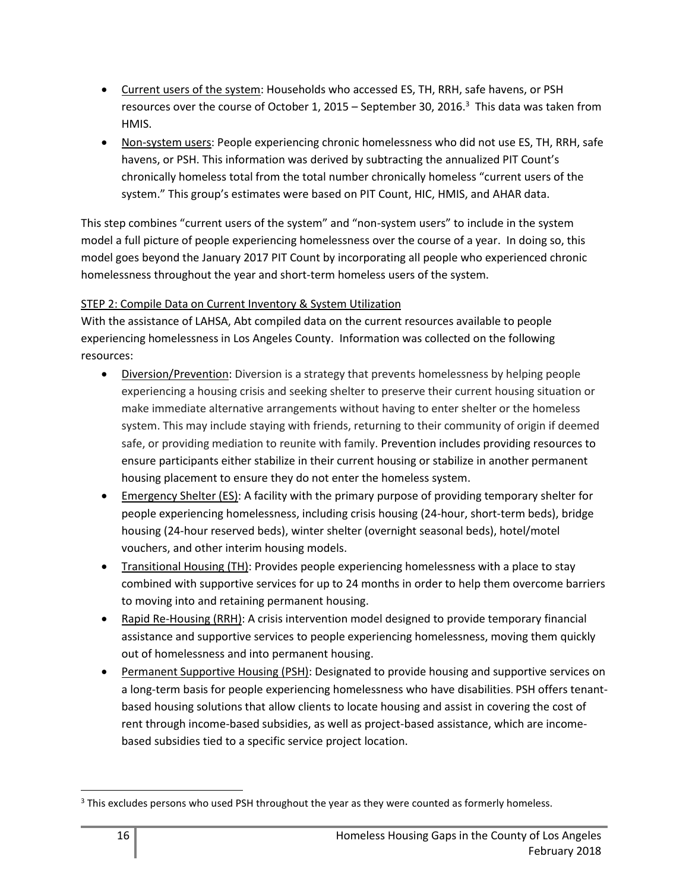- Current users of the system: Households who accessed ES, TH, RRH, safe havens, or PSH resources over the course of October 1, 2015 – September 30, 2016.[3] This data was taken from HMIS.
- Non-system users: People experiencing chronic homelessness who did not use ES, TH, RRH, safe havens, or PSH. This information was derived by subtracting the annualized PIT Count's chronically homeless total from the total number chronically homeless "current users of the system." This group's estimates were based on PIT Count, HIC, HMIS, and AHAR data.

This step combines "current users of the system" and "non-system users" to include in the system model a full picture of people experiencing homelessness over the course of a year. In doing so, this model goes beyond the January 2017 PIT Count by incorporating all people who experienced chronic homelessness throughout the year and short-term homeless users of the system.

STEP 2: Compile Data on Current Inventory & System Utilization

With the assistance of LAHSA, Abt compiled data on the current resources available to people experiencing homelessness in Los Angeles County. Information was collected on the following resources:

- Diversion/Prevention: Diversion is a strategy that prevents homelessness by helping people experiencing a housing crisis and seeking shelter to preserve their current housing situation or make immediate alternative arrangements without having to enter shelter or the homeless system. This may include staying with friends, returning to their community of origin if deemed safe, or providing mediation to reunite with family. Prevention includes providing resources to ensure participants either stabilize in their current housing or stabilize in another permanent housing placement to ensure they do not enter the homeless system.
- Emergency Shelter (ES): A facility with the primary purpose of providing temporary shelter for people experiencing homelessness, including crisis housing (24-hour, short-term beds), bridge housing (24-hour reserved beds), winter shelter (overnight seasonal beds), hotel/motel vouchers, and other interim housing models.
- Transitional Housing (TH): Provides people experiencing homelessness with a place to stay combined with supportive services for up to 24 months in order to help them overcome barriers to moving into and retaining permanent housing.
- Rapid Re-Housing (RRH): A crisis intervention model designed to provide temporary financial assistance and supportive services to people experiencing homelessness, moving them quickly out of homelessness and into permanent housing.
- Permanent Supportive Housing (PSH): Designated to provide housing and supportive services on a long-term basis for people experiencing homelessness who have disabilities. PSH offers tenant-based housing solutions that allow clients to locate housing and assist in covering the cost of rent through income-based subsidies, as well as project-based assistance, which are income-based subsidies tied to a specific service project location.

[3] This excludes persons who used PSH throughout the year as they were counted as formerly homeless.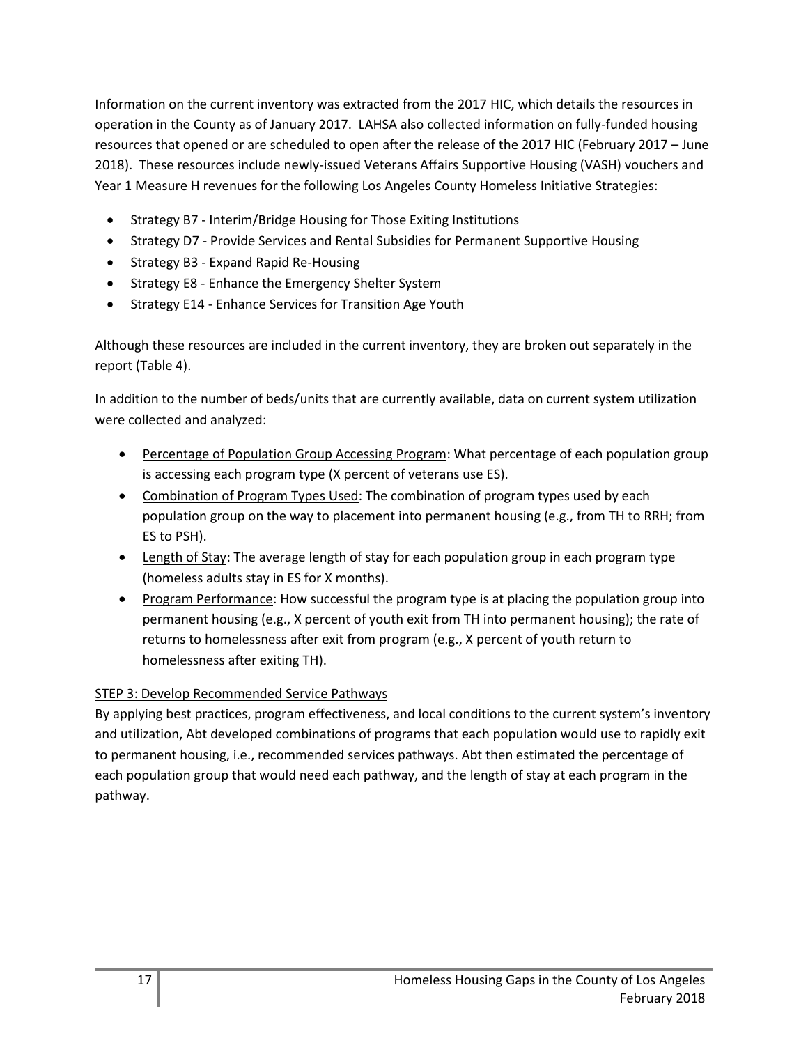Information on the current inventory was extracted from the 2017 HIC, which details the resources in operation in the County as of January 2017. LAHSA also collected information on fully-funded housing resources that opened or are scheduled to open after the release of the 2017 HIC (February 2017 – June 2018). These resources include newly-issued Veterans Affairs Supportive Housing (VASH) vouchers and Year 1 Measure H revenues for the following Los Angeles County Homeless Initiative Strategies:

- Strategy B7 - Interim/Bridge Housing for Those Exiting Institutions
- Strategy D7 - Provide Services and Rental Subsidies for Permanent Supportive Housing
- Strategy B3 - Expand Rapid Re-Housing
- Strategy E8 - Enhance the Emergency Shelter System
- Strategy E14 - Enhance Services for Transition Age Youth

Although these resources are included in the current inventory, they are broken out separately in the report (Table 4).

In addition to the number of beds/units that are currently available, data on current system utilization were collected and analyzed:

- Percentage of Population Group Accessing Program: What percentage of each population group is accessing each program type (X percent of veterans use ES).
- Combination of Program Types Used: The combination of program types used by each population group on the way to placement into permanent housing (e.g., from TH to RRH; from ES to PSH).
- Length of Stay: The average length of stay for each population group in each program type (homeless adults stay in ES for X months).
- Program Performance: How successful the program type is at placing the population group into permanent housing (e.g., X percent of youth exit from TH into permanent housing); the rate of returns to homelessness after exit from program (e.g., X percent of youth return to homelessness after exiting TH).

STEP 3: Develop Recommended Service Pathways

By applying best practices, program effectiveness, and local conditions to the current system's inventory and utilization, Abt developed combinations of programs that each population would use to rapidly exit to permanent housing, i.e., recommended services pathways. Abt then estimated the percentage of each population group that would need each pathway, and the length of stay at each program in the pathway.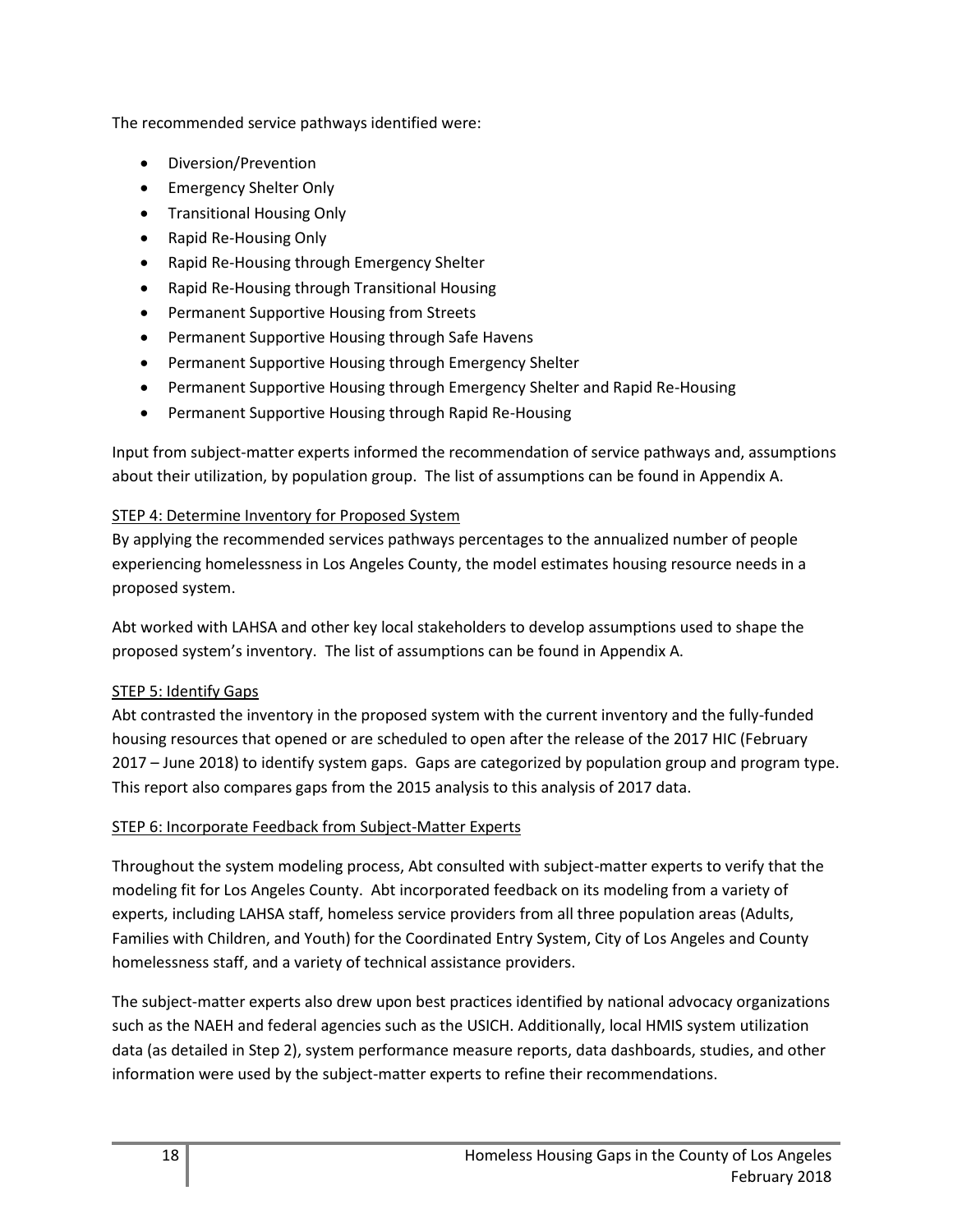The recommended service pathways identified were:

- Diversion/Prevention
- Emergency Shelter Only
- Transitional Housing Only
- Rapid Re-Housing Only
- Rapid Re-Housing through Emergency Shelter
- Rapid Re-Housing through Transitional Housing
- Permanent Supportive Housing from Streets
- Permanent Supportive Housing through Safe Havens
- Permanent Supportive Housing through Emergency Shelter
- Permanent Supportive Housing through Emergency Shelter and Rapid Re-Housing
- Permanent Supportive Housing through Rapid Re-Housing

Input from subject-matter experts informed the recommendation of service pathways and, assumptions about their utilization, by population group. The list of assumptions can be found in Appendix A.

STEP 4: Determine Inventory for Proposed System

By applying the recommended services pathways percentages to the annualized number of people experiencing homelessness in Los Angeles County, the model estimates housing resource needs in a proposed system.

Abt worked with LAHSA and other key local stakeholders to develop assumptions used to shape the proposed system's inventory. The list of assumptions can be found in Appendix A.

STEP 5: Identify Gaps

Abt contrasted the inventory in the proposed system with the current inventory and the fully-funded housing resources that opened or are scheduled to open after the release of the 2017 HIC (February 2017 – June 2018) to identify system gaps. Gaps are categorized by population group and program type. This report also compares gaps from the 2015 analysis to this analysis of 2017 data.

STEP 6: Incorporate Feedback from Subject-Matter Experts

Throughout the system modeling process, Abt consulted with subject-matter experts to verify that the modeling fit for Los Angeles County. Abt incorporated feedback on its modeling from a variety of experts, including LAHSA staff, homeless service providers from all three population areas (Adults, Families with Children, and Youth) for the Coordinated Entry System, City of Los Angeles and County homelessness staff, and a variety of technical assistance providers.

The subject-matter experts also drew upon best practices identified by national advocacy organizations such as the NAEH and federal agencies such as the USICH. Additionally, local HMIS system utilization data (as detailed in Step 2), system performance measure reports, data dashboards, studies, and other information were used by the subject-matter experts to refine their recommendations.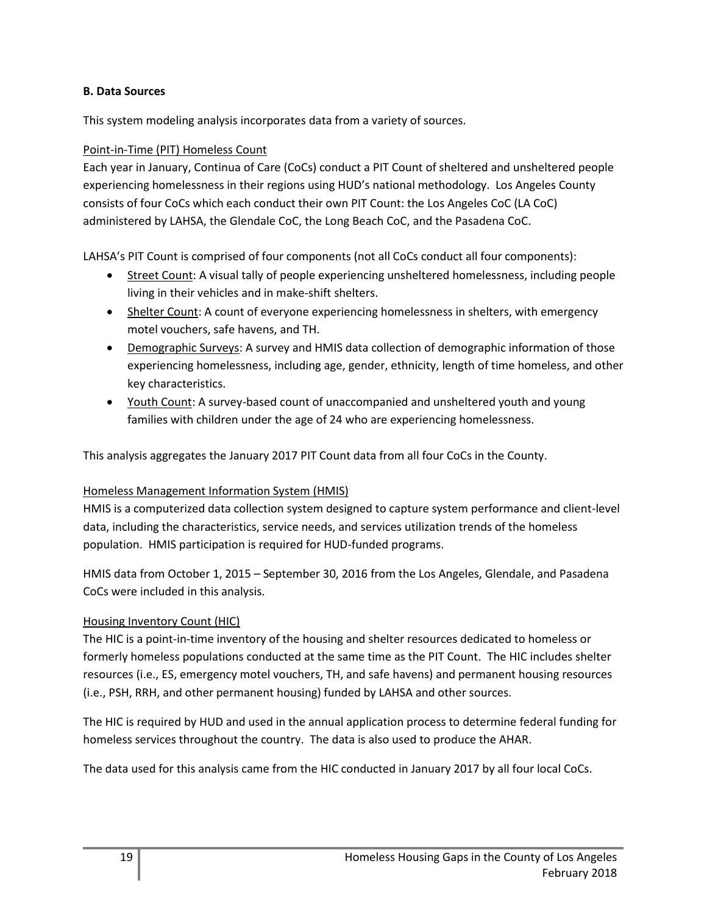**B. Data Sources**

This system modeling analysis incorporates data from a variety of sources.

Point-in-Time (PIT) Homeless Count

Each year in January, Continua of Care (CoCs) conduct a PIT Count of sheltered and unsheltered people experiencing homelessness in their regions using HUD's national methodology. Los Angeles County consists of four CoCs which each conduct their own PIT Count: the Los Angeles CoC (LA CoC) administered by LAHSA, the Glendale CoC, the Long Beach CoC, and the Pasadena CoC.

LAHSA's PIT Count is comprised of four components (not all CoCs conduct all four components):

- Street Count: A visual tally of people experiencing unsheltered homelessness, including people living in their vehicles and in make-shift shelters.
- Shelter Count: A count of everyone experiencing homelessness in shelters, with emergency motel vouchers, safe havens, and TH.
- Demographic Surveys: A survey and HMIS data collection of demographic information of those experiencing homelessness, including age, gender, ethnicity, length of time homeless, and other key characteristics.
- Youth Count: A survey-based count of unaccompanied and unsheltered youth and young families with children under the age of 24 who are experiencing homelessness.

This analysis aggregates the January 2017 PIT Count data from all four CoCs in the County.

Homeless Management Information System (HMIS)

HMIS is a computerized data collection system designed to capture system performance and client-level data, including the characteristics, service needs, and services utilization trends of the homeless population. HMIS participation is required for HUD-funded programs.

HMIS data from October 1, 2015 – September 30, 2016 from the Los Angeles, Glendale, and Pasadena CoCs were included in this analysis.

Housing Inventory Count (HIC)

The HIC is a point-in-time inventory of the housing and shelter resources dedicated to homeless or formerly homeless populations conducted at the same time as the PIT Count. The HIC includes shelter resources (i.e., ES, emergency motel vouchers, TH, and safe havens) and permanent housing resources (i.e., PSH, RRH, and other permanent housing) funded by LAHSA and other sources.

The HIC is required by HUD and used in the annual application process to determine federal funding for homeless services throughout the country. The data is also used to produce the AHAR.

The data used for this analysis came from the HIC conducted in January 2017 by all four local CoCs.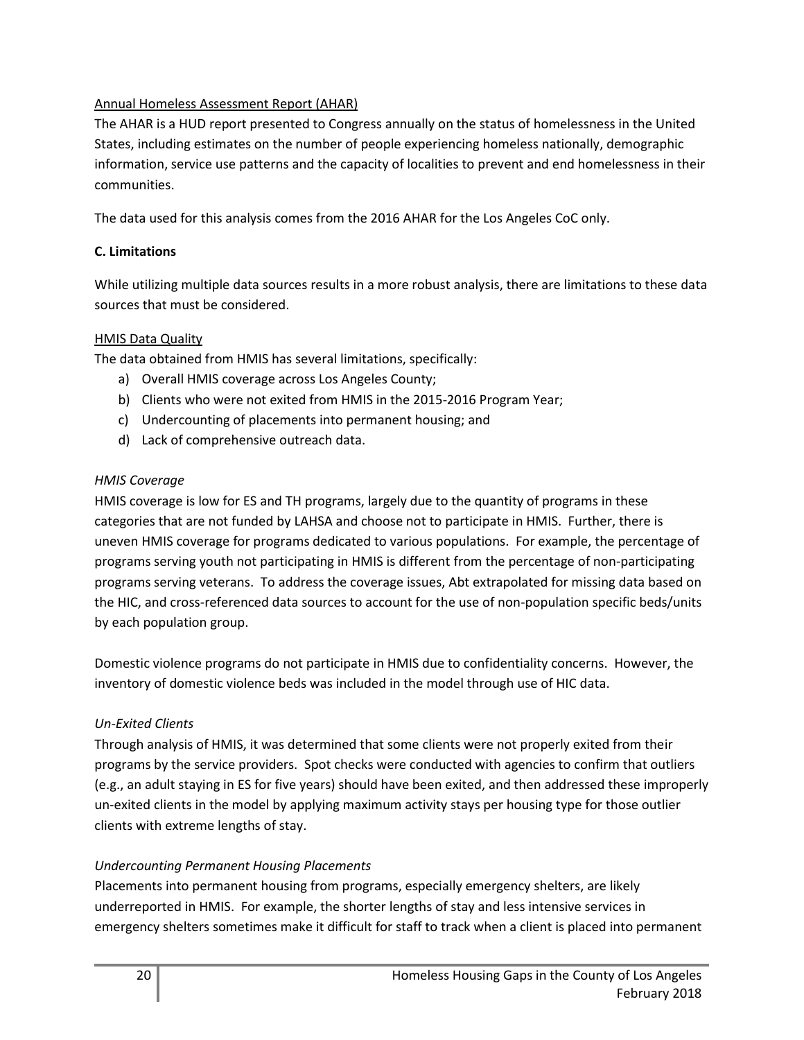Annual Homeless Assessment Report (AHAR)

The AHAR is a HUD report presented to Congress annually on the status of homelessness in the United States, including estimates on the number of people experiencing homeless nationally, demographic information, service use patterns and the capacity of localities to prevent and end homelessness in their communities.

The data used for this analysis comes from the 2016 AHAR for the Los Angeles CoC only.

**C. Limitations**

While utilizing multiple data sources results in a more robust analysis, there are limitations to these data sources that must be considered.

HMIS Data Quality

The data obtained from HMIS has several limitations, specifically:

a) Overall HMIS coverage across Los Angeles County;
b) Clients who were not exited from HMIS in the 2015-2016 Program Year;
c) Undercounting of placements into permanent housing; and
d) Lack of comprehensive outreach data.

*HMIS Coverage*

HMIS coverage is low for ES and TH programs, largely due to the quantity of programs in these categories that are not funded by LAHSA and choose not to participate in HMIS. Further, there is uneven HMIS coverage for programs dedicated to various populations. For example, the percentage of programs serving youth not participating in HMIS is different from the percentage of non-participating programs serving veterans. To address the coverage issues, Abt extrapolated for missing data based on the HIC, and cross-referenced data sources to account for the use of non-population specific beds/units by each population group.

Domestic violence programs do not participate in HMIS due to confidentiality concerns. However, the inventory of domestic violence beds was included in the model through use of HIC data.

*Un-Exited Clients*

Through analysis of HMIS, it was determined that some clients were not properly exited from their programs by the service providers. Spot checks were conducted with agencies to confirm that outliers (e.g., an adult staying in ES for five years) should have been exited, and then addressed these improperly un-exited clients in the model by applying maximum activity stays per housing type for those outlier clients with extreme lengths of stay.

*Undercounting Permanent Housing Placements*

Placements into permanent housing from programs, especially emergency shelters, are likely underreported in HMIS. For example, the shorter lengths of stay and less intensive services in emergency shelters sometimes make it difficult for staff to track when a client is placed into permanent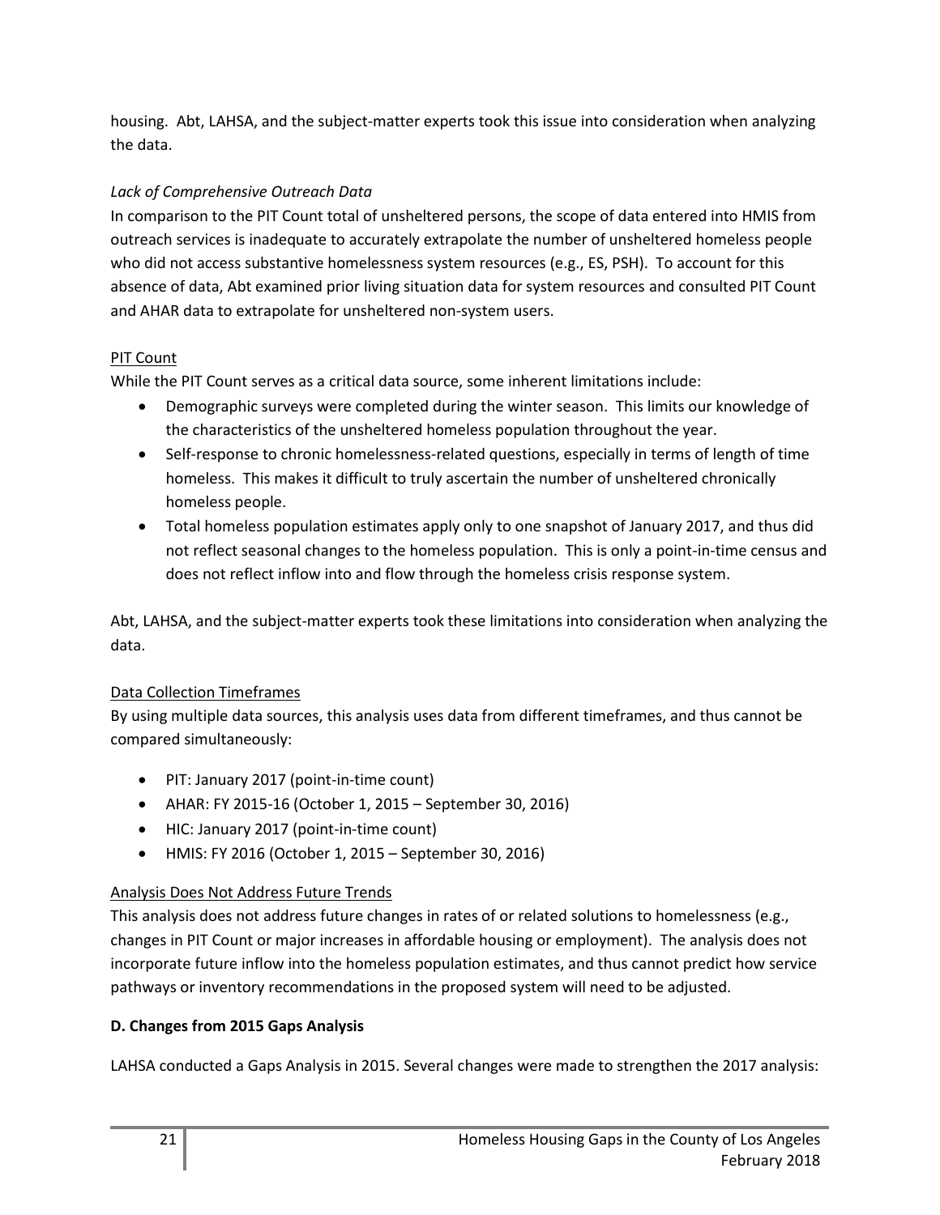housing. Abt, LAHSA, and the subject-matter experts took this issue into consideration when analyzing the data.

*Lack of Comprehensive Outreach Data*

In comparison to the PIT Count total of unsheltered persons, the scope of data entered into HMIS from outreach services is inadequate to accurately extrapolate the number of unsheltered homeless people who did not access substantive homelessness system resources (e.g., ES, PSH). To account for this absence of data, Abt examined prior living situation data for system resources and consulted PIT Count and AHAR data to extrapolate for unsheltered non-system users.

<u>PIT Count</u>

While the PIT Count serves as a critical data source, some inherent limitations include:

- Demographic surveys were completed during the winter season. This limits our knowledge of the characteristics of the unsheltered homeless population throughout the year.
- Self-response to chronic homelessness-related questions, especially in terms of length of time homeless. This makes it difficult to truly ascertain the number of unsheltered chronically homeless people.
- Total homeless population estimates apply only to one snapshot of January 2017, and thus did not reflect seasonal changes to the homeless population. This is only a point-in-time census and does not reflect inflow into and flow through the homeless crisis response system.

Abt, LAHSA, and the subject-matter experts took these limitations into consideration when analyzing the data.

<u>Data Collection Timeframes</u>

By using multiple data sources, this analysis uses data from different timeframes, and thus cannot be compared simultaneously:

- PIT: January 2017 (point-in-time count)
- AHAR: FY 2015-16 (October 1, 2015 – September 30, 2016)
- HIC: January 2017 (point-in-time count)
- HMIS: FY 2016 (October 1, 2015 – September 30, 2016)

<u>Analysis Does Not Address Future Trends</u>

This analysis does not address future changes in rates of or related solutions to homelessness (e.g., changes in PIT Count or major increases in affordable housing or employment). The analysis does not incorporate future inflow into the homeless population estimates, and thus cannot predict how service pathways or inventory recommendations in the proposed system will need to be adjusted.

**D. Changes from 2015 Gaps Analysis**

LAHSA conducted a Gaps Analysis in 2015. Several changes were made to strengthen the 2017 analysis: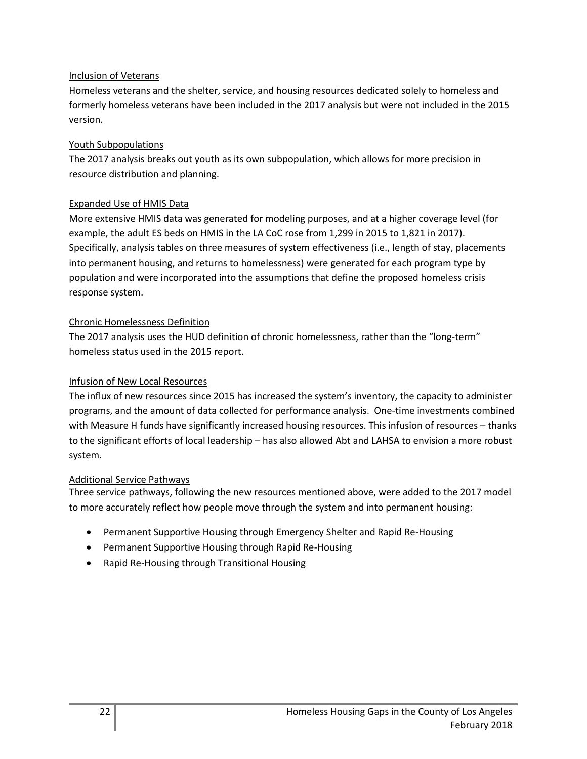<u>Inclusion of Veterans</u>

Homeless veterans and the shelter, service, and housing resources dedicated solely to homeless and formerly homeless veterans have been included in the 2017 analysis but were not included in the 2015 version.

<u>Youth Subpopulations</u>

The 2017 analysis breaks out youth as its own subpopulation, which allows for more precision in resource distribution and planning.

<u>Expanded Use of HMIS Data</u>

More extensive HMIS data was generated for modeling purposes, and at a higher coverage level (for example, the adult ES beds on HMIS in the LA CoC rose from 1,299 in 2015 to 1,821 in 2017). Specifically, analysis tables on three measures of system effectiveness (i.e., length of stay, placements into permanent housing, and returns to homelessness) were generated for each program type by population and were incorporated into the assumptions that define the proposed homeless crisis response system.

<u>Chronic Homelessness Definition</u>

The 2017 analysis uses the HUD definition of chronic homelessness, rather than the "long-term" homeless status used in the 2015 report.

<u>Infusion of New Local Resources</u>

The influx of new resources since 2015 has increased the system's inventory, the capacity to administer programs, and the amount of data collected for performance analysis. One-time investments combined with Measure H funds have significantly increased housing resources. This infusion of resources – thanks to the significant efforts of local leadership – has also allowed Abt and LAHSA to envision a more robust system.

<u>Additional Service Pathways</u>

Three service pathways, following the new resources mentioned above, were added to the 2017 model to more accurately reflect how people move through the system and into permanent housing:

- Permanent Supportive Housing through Emergency Shelter and Rapid Re-Housing
- Permanent Supportive Housing through Rapid Re-Housing
- Rapid Re-Housing through Transitional Housing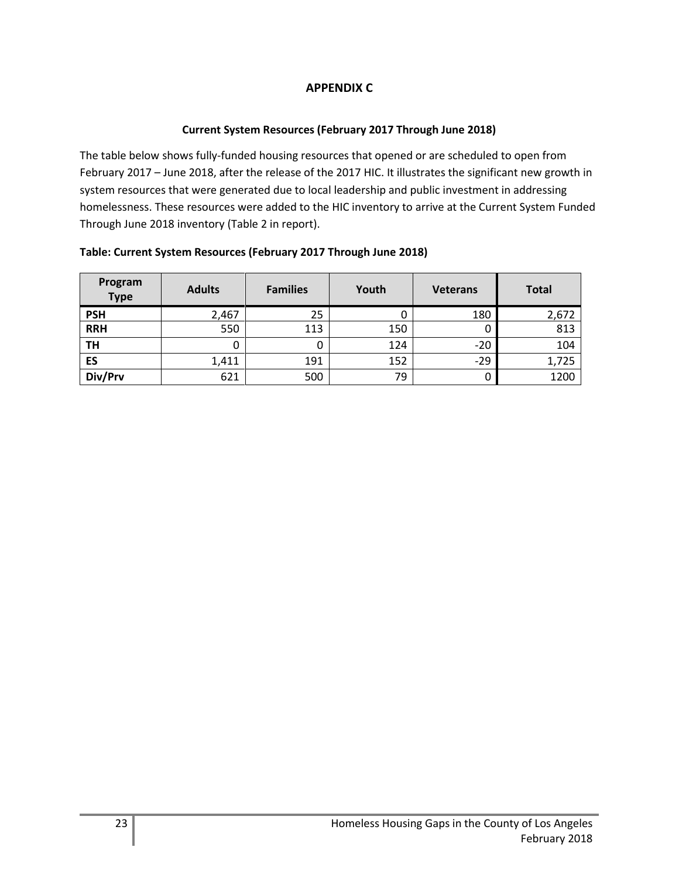# APPENDIX C

## Current System Resources (February 2017 Through June 2018)

The table below shows fully-funded housing resources that opened or are scheduled to open from February 2017 – June 2018, after the release of the 2017 HIC. It illustrates the significant new growth in system resources that were generated due to local leadership and public investment in addressing homelessness. These resources were added to the HIC inventory to arrive at the Current System Funded Through June 2018 inventory (Table 2 in report).

**Table: Current System Resources (February 2017 Through June 2018)**

| Program Type | Adults | Families | Youth | Veterans | Total |
|---|---|---|---|---|---|
| **PSH** | 2,467 | 25 | 0 | 180 | 2,672 |
| **RRH** | 550 | 113 | 150 | 0 | 813 |
| **TH** | 0 | 0 | 124 | -20 | 104 |
| **ES** | 1,411 | 191 | 152 | -29 | 1,725 |
| **Div/Prv** | 621 | 500 | 79 | 0 | 1200 |